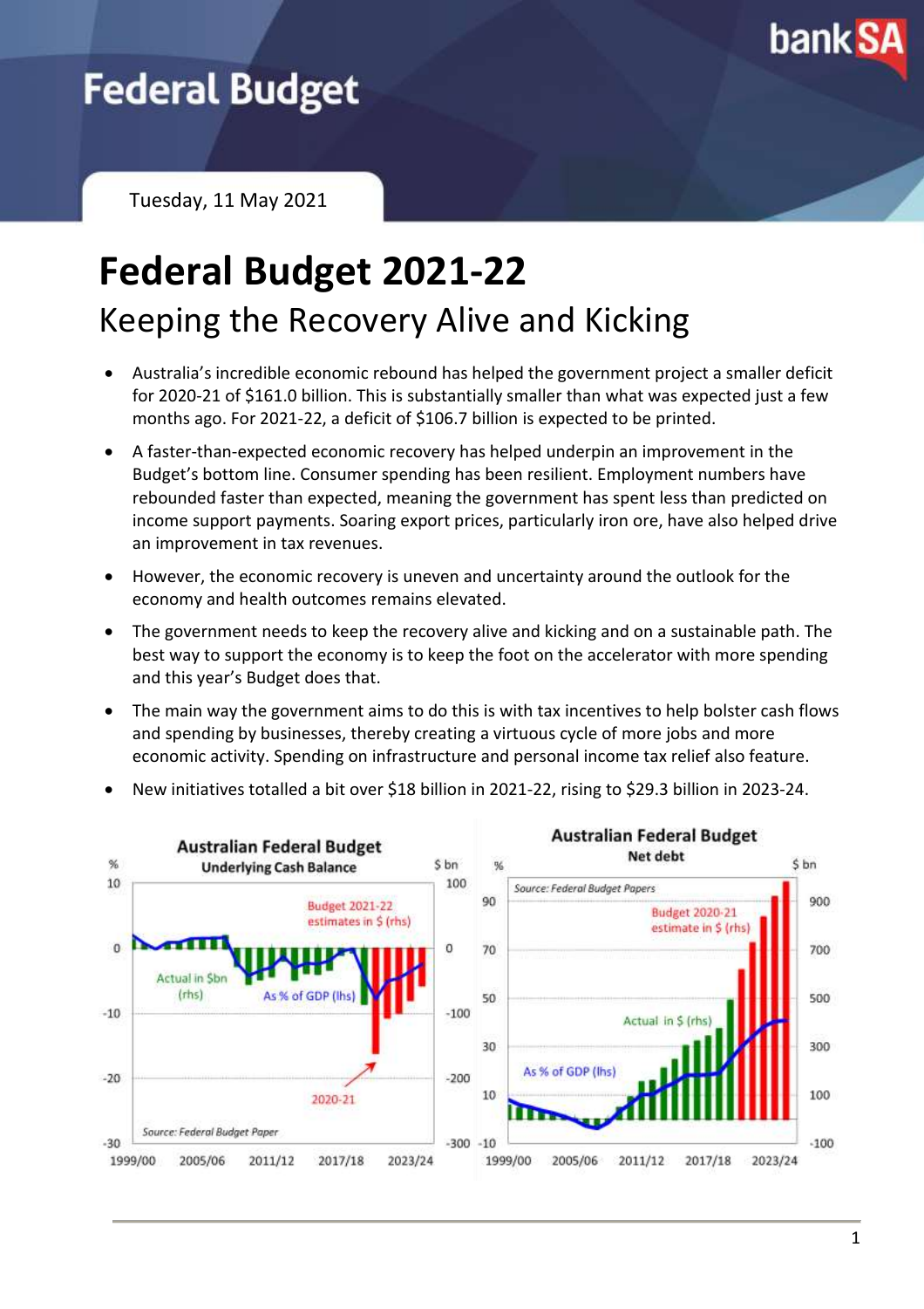# Federal Budget

Tuesday, 11 May 2021

# Federal Budget 2021-22

## Keeping the Recovery Alive and Kicking

- Australia's incredible economic rebound has helped the government project a smaller deficit for 2020-21 of $161.0 billion. This is substantially smaller than what was expected just a few months ago. For 2021-22, a deficit of $106.7 billion is expected to be printed.
- A faster-than-expected economic recovery has helped underpin an improvement in the Budget's bottom line. Consumer spending has been resilient. Employment numbers have rebounded faster than expected, meaning the government has spent less than predicted on income support payments. Soaring export prices, particularly iron ore, have also helped drive an improvement in tax revenues.
- However, the economic recovery is uneven and uncertainty around the outlook for the economy and health outcomes remains elevated.
- The government needs to keep the recovery alive and kicking and on a sustainable path. The best way to support the economy is to keep the foot on the accelerator with more spending and this year's Budget does that.
- The main way the government aims to do this is with tax incentives to help bolster cash flows and spending by businesses, thereby creating a virtuous cycle of more jobs and more economic activity. Spending on infrastructure and personal income tax relief also feature.
- New initiatives totalled a bit over $18 billion in 2021-22, rising to $29.3 billion in 2023-24.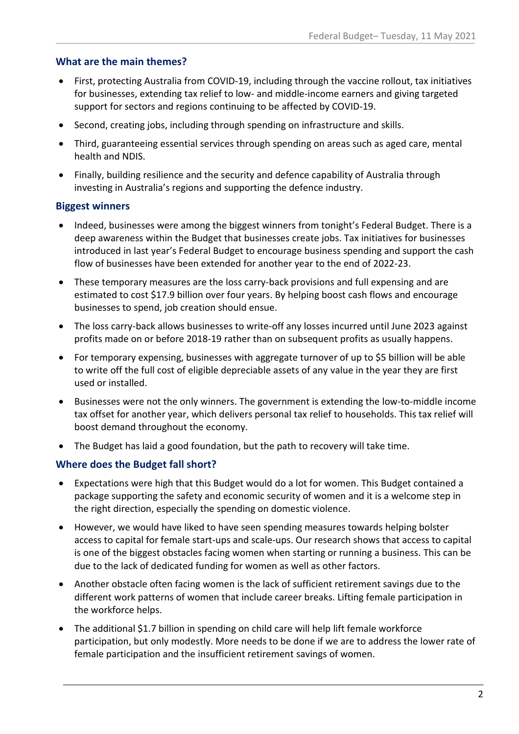### What are the main themes?

- First, protecting Australia from COVID-19, including through the vaccine rollout, tax initiatives for businesses, extending tax relief to low- and middle-income earners and giving targeted support for sectors and regions continuing to be affected by COVID-19.
- Second, creating jobs, including through spending on infrastructure and skills.
- Third, guaranteeing essential services through spending on areas such as aged care, mental health and NDIS.
- Finally, building resilience and the security and defence capability of Australia through investing in Australia's regions and supporting the defence industry.

### Biggest winners

- Indeed, businesses were among the biggest winners from tonight's Federal Budget. There is a deep awareness within the Budget that businesses create jobs. Tax initiatives for businesses introduced in last year's Federal Budget to encourage business spending and support the cash flow of businesses have been extended for another year to the end of 2022-23.
- These temporary measures are the loss carry-back provisions and full expensing and are estimated to cost $17.9 billion over four years. By helping boost cash flows and encourage businesses to spend, job creation should ensue.
- The loss carry-back allows businesses to write-off any losses incurred until June 2023 against profits made on or before 2018-19 rather than on subsequent profits as usually happens.
- For temporary expensing, businesses with aggregate turnover of up to $5 billion will be able to write off the full cost of eligible depreciable assets of any value in the year they are first used or installed.
- Businesses were not the only winners. The government is extending the low-to-middle income tax offset for another year, which delivers personal tax relief to households. This tax relief will boost demand throughout the economy.
- The Budget has laid a good foundation, but the path to recovery will take time.

### Where does the Budget fall short?

- Expectations were high that this Budget would do a lot for women. This Budget contained a package supporting the safety and economic security of women and it is a welcome step in the right direction, especially the spending on domestic violence.
- However, we would have liked to have seen spending measures towards helping bolster access to capital for female start-ups and scale-ups. Our research shows that access to capital is one of the biggest obstacles facing women when starting or running a business. This can be due to the lack of dedicated funding for women as well as other factors.
- Another obstacle often facing women is the lack of sufficient retirement savings due to the different work patterns of women that include career breaks. Lifting female participation in the workforce helps.
- The additional $1.7 billion in spending on child care will help lift female workforce participation, but only modestly. More needs to be done if we are to address the lower rate of female participation and the insufficient retirement savings of women.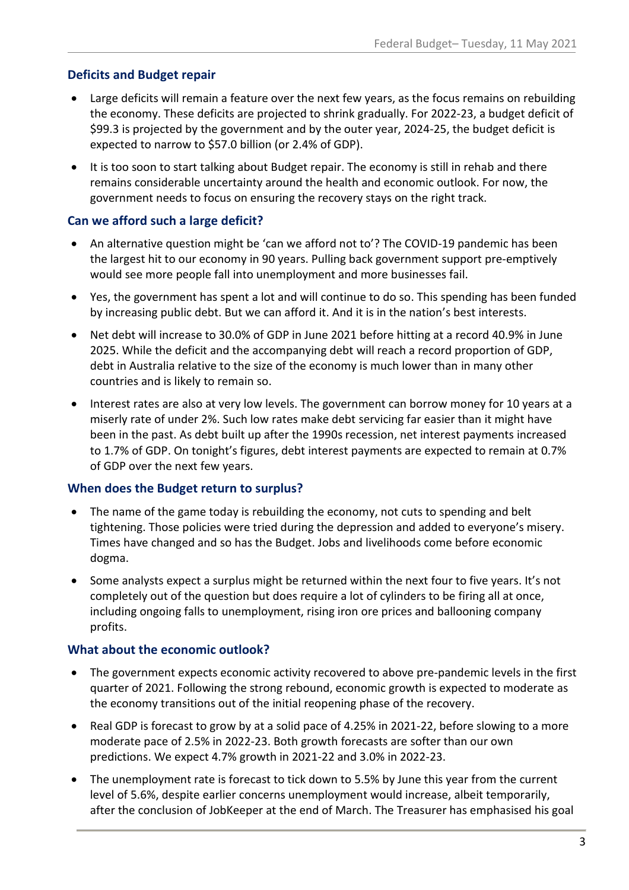## Deficits and Budget repair

- Large deficits will remain a feature over the next few years, as the focus remains on rebuilding the economy. These deficits are projected to shrink gradually. For 2022-23, a budget deficit of $99.3 is projected by the government and by the outer year, 2024-25, the budget deficit is expected to narrow to $57.0 billion (or 2.4% of GDP).
- It is too soon to start talking about Budget repair. The economy is still in rehab and there remains considerable uncertainty around the health and economic outlook. For now, the government needs to focus on ensuring the recovery stays on the right track.

## Can we afford such a large deficit?

- An alternative question might be 'can we afford not to'? The COVID-19 pandemic has been the largest hit to our economy in 90 years. Pulling back government support pre-emptively would see more people fall into unemployment and more businesses fail.
- Yes, the government has spent a lot and will continue to do so. This spending has been funded by increasing public debt. But we can afford it. And it is in the nation's best interests.
- Net debt will increase to 30.0% of GDP in June 2021 before hitting at a record 40.9% in June 2025. While the deficit and the accompanying debt will reach a record proportion of GDP, debt in Australia relative to the size of the economy is much lower than in many other countries and is likely to remain so.
- Interest rates are also at very low levels. The government can borrow money for 10 years at a miserly rate of under 2%. Such low rates make debt servicing far easier than it might have been in the past. As debt built up after the 1990s recession, net interest payments increased to 1.7% of GDP. On tonight's figures, debt interest payments are expected to remain at 0.7% of GDP over the next few years.

## When does the Budget return to surplus?

- The name of the game today is rebuilding the economy, not cuts to spending and belt tightening. Those policies were tried during the depression and added to everyone's misery. Times have changed and so has the Budget. Jobs and livelihoods come before economic dogma.
- Some analysts expect a surplus might be returned within the next four to five years. It's not completely out of the question but does require a lot of cylinders to be firing all at once, including ongoing falls to unemployment, rising iron ore prices and ballooning company profits.

## What about the economic outlook?

- The government expects economic activity recovered to above pre-pandemic levels in the first quarter of 2021. Following the strong rebound, economic growth is expected to moderate as the economy transitions out of the initial reopening phase of the recovery.
- Real GDP is forecast to grow by at a solid pace of 4.25% in 2021-22, before slowing to a more moderate pace of 2.5% in 2022-23. Both growth forecasts are softer than our own predictions. We expect 4.7% growth in 2021-22 and 3.0% in 2022-23.
- The unemployment rate is forecast to tick down to 5.5% by June this year from the current level of 5.6%, despite earlier concerns unemployment would increase, albeit temporarily, after the conclusion of JobKeeper at the end of March. The Treasurer has emphasised his goal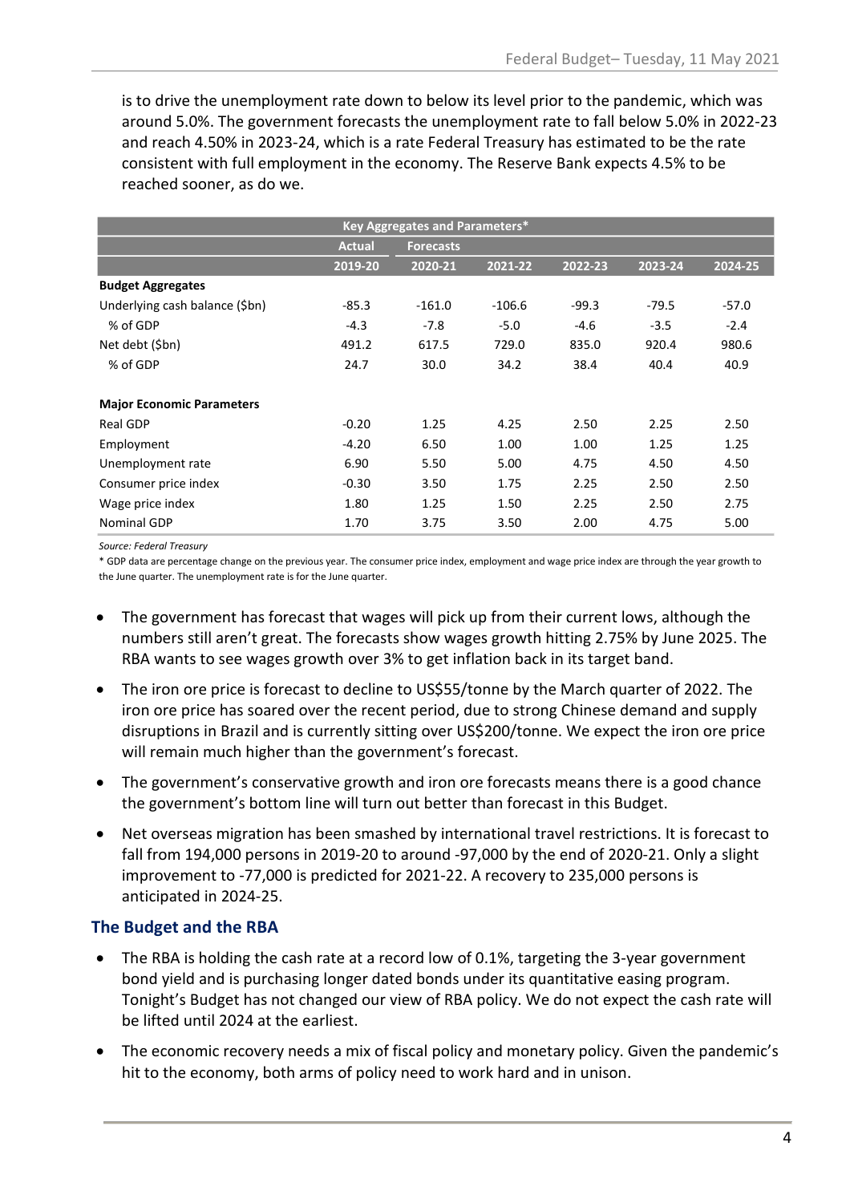is to drive the unemployment rate down to below its level prior to the pandemic, which was around 5.0%. The government forecasts the unemployment rate to fall below 5.0% in 2022-23 and reach 4.50% in 2023-24, which is a rate Federal Treasury has estimated to be the rate consistent with full employment in the economy. The Reserve Bank expects 4.5% to be reached sooner, as do we.

| Key Aggregates and Parameters* | | | | | | |
|---|---|---|---|---|---|---|
| | Actual | Forecasts | | | | |
| | 2019-20 | 2020-21 | 2021-22 | 2022-23 | 2023-24 | 2024-25 |
| **Budget Aggregates** | | | | | | |
| Underlying cash balance ($bn) | -85.3 | -161.0 | -106.6 | -99.3 | -79.5 | -57.0 |
| % of GDP | -4.3 | -7.8 | -5.0 | -4.6 | -3.5 | -2.4 |
| Net debt ($bn) | 491.2 | 617.5 | 729.0 | 835.0 | 920.4 | 980.6 |
| % of GDP | 24.7 | 30.0 | 34.2 | 38.4 | 40.4 | 40.9 |
| **Major Economic Parameters** | | | | | | |
| Real GDP | -0.20 | 1.25 | 4.25 | 2.50 | 2.25 | 2.50 |
| Employment | -4.20 | 6.50 | 1.00 | 1.00 | 1.25 | 1.25 |
| Unemployment rate | 6.90 | 5.50 | 5.00 | 4.75 | 4.50 | 4.50 |
| Consumer price index | -0.30 | 3.50 | 1.75 | 2.25 | 2.50 | 2.50 |
| Wage price index | 1.80 | 1.25 | 1.50 | 2.25 | 2.50 | 2.75 |
| Nominal GDP | 1.70 | 3.75 | 3.50 | 2.00 | 4.75 | 5.00 |

*Source: Federal Treasury*

\* GDP data are percentage change on the previous year. The consumer price index, employment and wage price index are through the year growth to the June quarter. The unemployment rate is for the June quarter.

- The government has forecast that wages will pick up from their current lows, although the numbers still aren't great. The forecasts show wages growth hitting 2.75% by June 2025. The RBA wants to see wages growth over 3% to get inflation back in its target band.
- The iron ore price is forecast to decline to US$55/tonne by the March quarter of 2022. The iron ore price has soared over the recent period, due to strong Chinese demand and supply disruptions in Brazil and is currently sitting over US$200/tonne. We expect the iron ore price will remain much higher than the government's forecast.
- The government's conservative growth and iron ore forecasts means there is a good chance the government's bottom line will turn out better than forecast in this Budget.
- Net overseas migration has been smashed by international travel restrictions. It is forecast to fall from 194,000 persons in 2019-20 to around -97,000 by the end of 2020-21. Only a slight improvement to -77,000 is predicted for 2021-22. A recovery to 235,000 persons is anticipated in 2024-25.

## The Budget and the RBA

- The RBA is holding the cash rate at a record low of 0.1%, targeting the 3-year government bond yield and is purchasing longer dated bonds under its quantitative easing program. Tonight's Budget has not changed our view of RBA policy. We do not expect the cash rate will be lifted until 2024 at the earliest.
- The economic recovery needs a mix of fiscal policy and monetary policy. Given the pandemic's hit to the economy, both arms of policy need to work hard and in unison.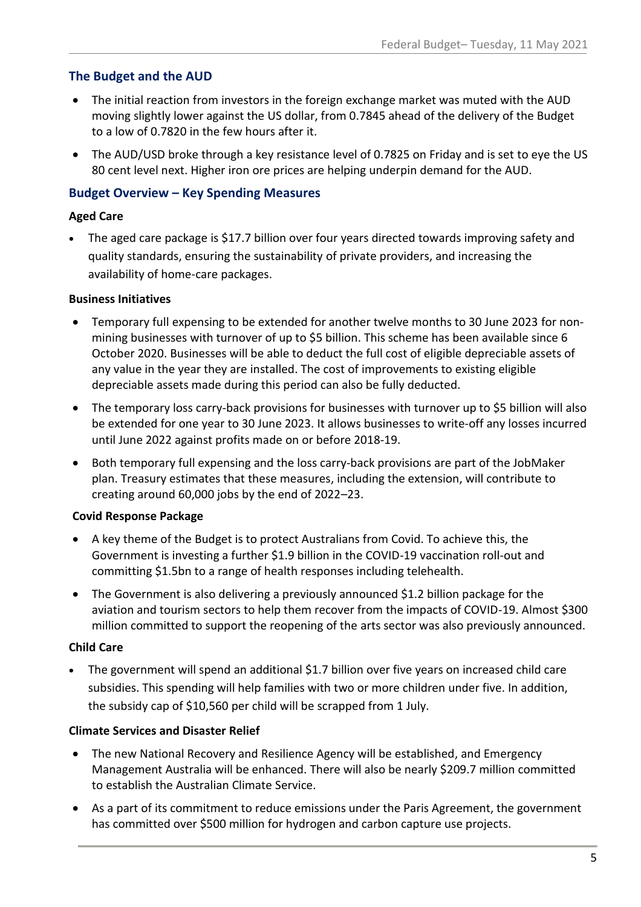## The Budget and the AUD

- The initial reaction from investors in the foreign exchange market was muted with the AUD moving slightly lower against the US dollar, from 0.7845 ahead of the delivery of the Budget to a low of 0.7820 in the few hours after it.
- The AUD/USD broke through a key resistance level of 0.7825 on Friday and is set to eye the US 80 cent level next. Higher iron ore prices are helping underpin demand for the AUD.

## Budget Overview – Key Spending Measures

**Aged Care**

- The aged care package is $17.7 billion over four years directed towards improving safety and quality standards, ensuring the sustainability of private providers, and increasing the availability of home-care packages.

**Business Initiatives**

- Temporary full expensing to be extended for another twelve months to 30 June 2023 for non-mining businesses with turnover of up to $5 billion. This scheme has been available since 6 October 2020. Businesses will be able to deduct the full cost of eligible depreciable assets of any value in the year they are installed. The cost of improvements to existing eligible depreciable assets made during this period can also be fully deducted.
- The temporary loss carry-back provisions for businesses with turnover up to $5 billion will also be extended for one year to 30 June 2023. It allows businesses to write-off any losses incurred until June 2022 against profits made on or before 2018-19.
- Both temporary full expensing and the loss carry-back provisions are part of the JobMaker plan. Treasury estimates that these measures, including the extension, will contribute to creating around 60,000 jobs by the end of 2022–23.

**Covid Response Package**

- A key theme of the Budget is to protect Australians from Covid. To achieve this, the Government is investing a further $1.9 billion in the COVID-19 vaccination roll-out and committing $1.5bn to a range of health responses including telehealth.
- The Government is also delivering a previously announced $1.2 billion package for the aviation and tourism sectors to help them recover from the impacts of COVID-19. Almost $300 million committed to support the reopening of the arts sector was also previously announced.

**Child Care**

- The government will spend an additional $1.7 billion over five years on increased child care subsidies. This spending will help families with two or more children under five. In addition, the subsidy cap of $10,560 per child will be scrapped from 1 July.

**Climate Services and Disaster Relief**

- The new National Recovery and Resilience Agency will be established, and Emergency Management Australia will be enhanced. There will also be nearly $209.7 million committed to establish the Australian Climate Service.
- As a part of its commitment to reduce emissions under the Paris Agreement, the government has committed over $500 million for hydrogen and carbon capture use projects.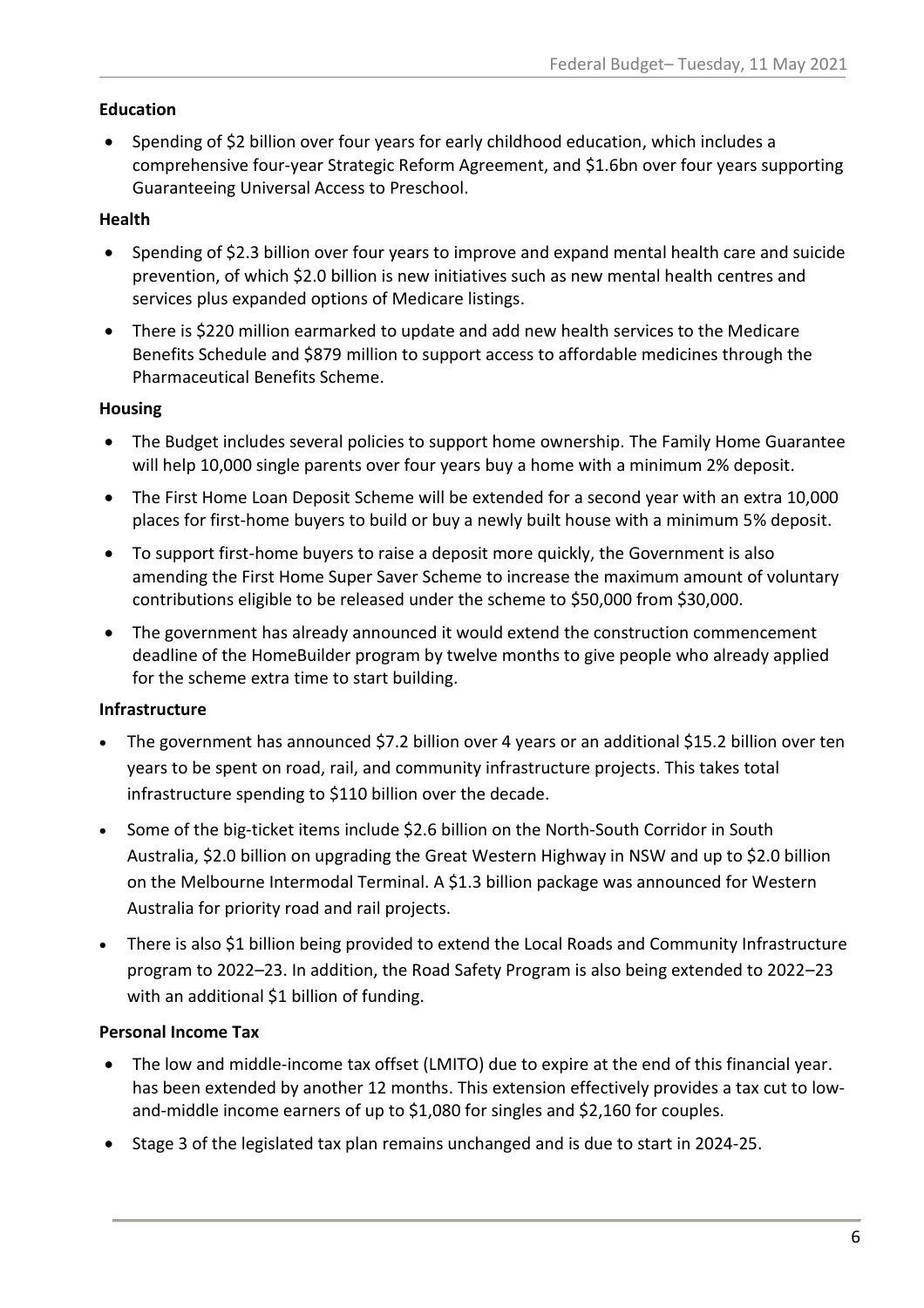**Education**

- Spending of $2 billion over four years for early childhood education, which includes a comprehensive four-year Strategic Reform Agreement, and $1.6bn over four years supporting Guaranteeing Universal Access to Preschool.

**Health**

- Spending of $2.3 billion over four years to improve and expand mental health care and suicide prevention, of which $2.0 billion is new initiatives such as new mental health centres and services plus expanded options of Medicare listings.
- There is $220 million earmarked to update and add new health services to the Medicare Benefits Schedule and $879 million to support access to affordable medicines through the Pharmaceutical Benefits Scheme.

**Housing**

- The Budget includes several policies to support home ownership. The Family Home Guarantee will help 10,000 single parents over four years buy a home with a minimum 2% deposit.
- The First Home Loan Deposit Scheme will be extended for a second year with an extra 10,000 places for first-home buyers to build or buy a newly built house with a minimum 5% deposit.
- To support first-home buyers to raise a deposit more quickly, the Government is also amending the First Home Super Saver Scheme to increase the maximum amount of voluntary contributions eligible to be released under the scheme to $50,000 from $30,000.
- The government has already announced it would extend the construction commencement deadline of the HomeBuilder program by twelve months to give people who already applied for the scheme extra time to start building.

**Infrastructure**

- The government has announced $7.2 billion over 4 years or an additional $15.2 billion over ten years to be spent on road, rail, and community infrastructure projects. This takes total infrastructure spending to $110 billion over the decade.
- Some of the big-ticket items include $2.6 billion on the North-South Corridor in South Australia, $2.0 billion on upgrading the Great Western Highway in NSW and up to $2.0 billion on the Melbourne Intermodal Terminal. A $1.3 billion package was announced for Western Australia for priority road and rail projects.
- There is also $1 billion being provided to extend the Local Roads and Community Infrastructure program to 2022–23. In addition, the Road Safety Program is also being extended to 2022–23 with an additional $1 billion of funding.

**Personal Income Tax**

- The low and middle-income tax offset (LMITO) due to expire at the end of this financial year. has been extended by another 12 months. This extension effectively provides a tax cut to low-and-middle income earners of up to $1,080 for singles and $2,160 for couples.
- Stage 3 of the legislated tax plan remains unchanged and is due to start in 2024-25.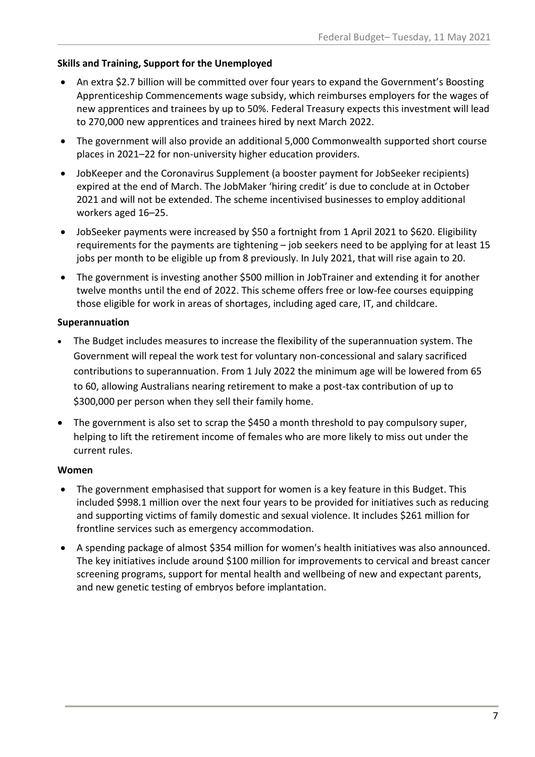**Skills and Training, Support for the Unemployed**

- An extra $2.7 billion will be committed over four years to expand the Government's Boosting Apprenticeship Commencements wage subsidy, which reimburses employers for the wages of new apprentices and trainees by up to 50%. Federal Treasury expects this investment will lead to 270,000 new apprentices and trainees hired by next March 2022.
- The government will also provide an additional 5,000 Commonwealth supported short course places in 2021–22 for non-university higher education providers.
- JobKeeper and the Coronavirus Supplement (a booster payment for JobSeeker recipients) expired at the end of March. The JobMaker 'hiring credit' is due to conclude at in October 2021 and will not be extended. The scheme incentivised businesses to employ additional workers aged 16–25.
- JobSeeker payments were increased by $50 a fortnight from 1 April 2021 to $620. Eligibility requirements for the payments are tightening – job seekers need to be applying for at least 15 jobs per month to be eligible up from 8 previously. In July 2021, that will rise again to 20.
- The government is investing another $500 million in JobTrainer and extending it for another twelve months until the end of 2022. This scheme offers free or low-fee courses equipping those eligible for work in areas of shortages, including aged care, IT, and childcare.

**Superannuation**

- The Budget includes measures to increase the flexibility of the superannuation system. The Government will repeal the work test for voluntary non-concessional and salary sacrificed contributions to superannuation. From 1 July 2022 the minimum age will be lowered from 65 to 60, allowing Australians nearing retirement to make a post-tax contribution of up to $300,000 per person when they sell their family home.
- The government is also set to scrap the $450 a month threshold to pay compulsory super, helping to lift the retirement income of females who are more likely to miss out under the current rules.

**Women**

- The government emphasised that support for women is a key feature in this Budget. This included $998.1 million over the next four years to be provided for initiatives such as reducing and supporting victims of family domestic and sexual violence. It includes $261 million for frontline services such as emergency accommodation.
- A spending package of almost $354 million for women's health initiatives was also announced. The key initiatives include around $100 million for improvements to cervical and breast cancer screening programs, support for mental health and wellbeing of new and expectant parents, and new genetic testing of embryos before implantation.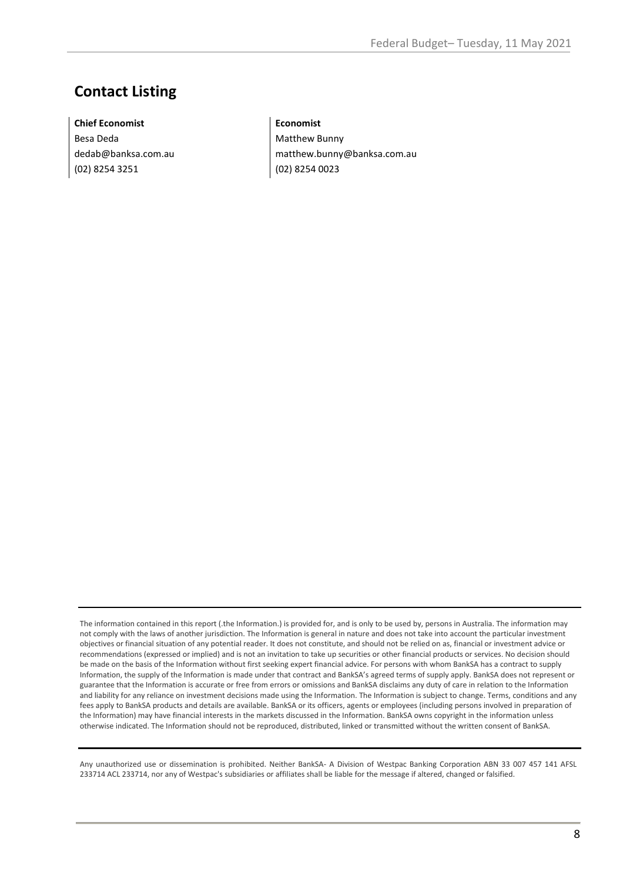## Contact Listing

**Chief Economist**
Besa Deda
dedab@banksa.com.au
(02) 8254 3251

**Economist**
Matthew Bunny
matthew.bunny@banksa.com.au
(02) 8254 0023

The information contained in this report (.the Information.) is provided for, and is only to be used by, persons in Australia. The information may not comply with the laws of another jurisdiction. The Information is general in nature and does not take into account the particular investment objectives or financial situation of any potential reader. It does not constitute, and should not be relied on as, financial or investment advice or recommendations (expressed or implied) and is not an invitation to take up securities or other financial products or services. No decision should be made on the basis of the Information without first seeking expert financial advice. For persons with whom BankSA has a contract to supply Information, the supply of the Information is made under that contract and BankSA's agreed terms of supply apply. BankSA does not represent or guarantee that the Information is accurate or free from errors or omissions and BankSA disclaims any duty of care in relation to the Information and liability for any reliance on investment decisions made using the Information. The Information is subject to change. Terms, conditions and any fees apply to BankSA products and details are available. BankSA or its officers, agents or employees (including persons involved in preparation of the Information) may have financial interests in the markets discussed in the Information. BankSA owns copyright in the information unless otherwise indicated. The Information should not be reproduced, distributed, linked or transmitted without the written consent of BankSA.

Any unauthorized use or dissemination is prohibited. Neither BankSA- A Division of Westpac Banking Corporation ABN 33 007 457 141 AFSL 233714 ACL 233714, nor any of Westpac's subsidiaries or affiliates shall be liable for the message if altered, changed or falsified.